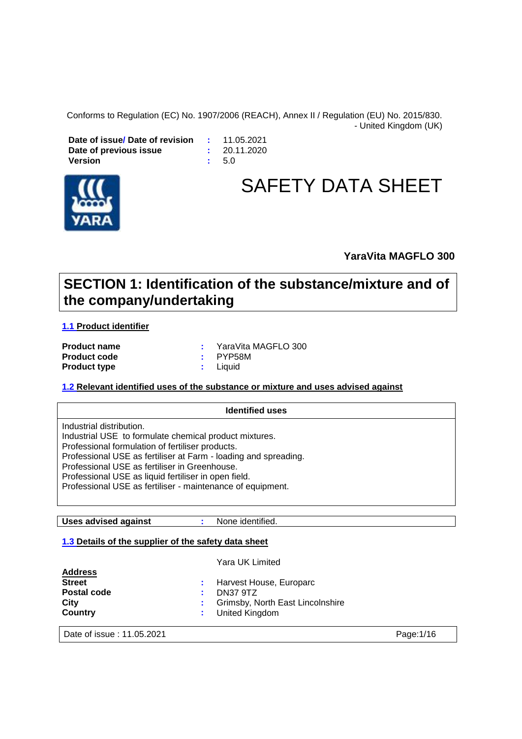Conforms to Regulation (EC) No. 1907/2006 (REACH), Annex II / Regulation (EU) No. 2015/830. - United Kingdom (UK)

| | | |
|---|---|---|
| **Date of issue/ Date of revision** | : | 11.05.2021 |
| **Date of previous issue** | : | 20.11.2020 |
| **Version** | : | 5.0 |

# SAFETY DATA SHEET

**YaraVita MAGFLO 300**

## SECTION 1: Identification of the substance/mixture and of the company/undertaking

### 1.1 Product identifier

| | | |
|---|---|---|
| **Product name** | : | YaraVita MAGFLO 300 |
| **Product code** | : | PYP58M |
| **Product type** | : | Liquid |

### 1.2 Relevant identified uses of the substance or mixture and uses advised against

| Identified uses |
|---|
| Industrial distribution.<br>Industrial USE to formulate chemical product mixtures.<br>Professional formulation of fertiliser products.<br>Professional USE as fertiliser at Farm - loading and spreading.<br>Professional USE as fertiliser in Greenhouse.<br>Professional USE as liquid fertiliser in open field.<br>Professional USE as fertiliser - maintenance of equipment. |

| | | |
|---|---|---|
| **Uses advised against** | : | None identified. |

### 1.3 Details of the supplier of the safety data sheet

Yara UK Limited

**Address**

| | | |
|---|---|---|
| **Street** | : | Harvest House, Europarc |
| **Postal code** | : | DN37 9TZ |
| **City** | : | Grimsby, North East Lincolnshire |
| **Country** | : | United Kingdom |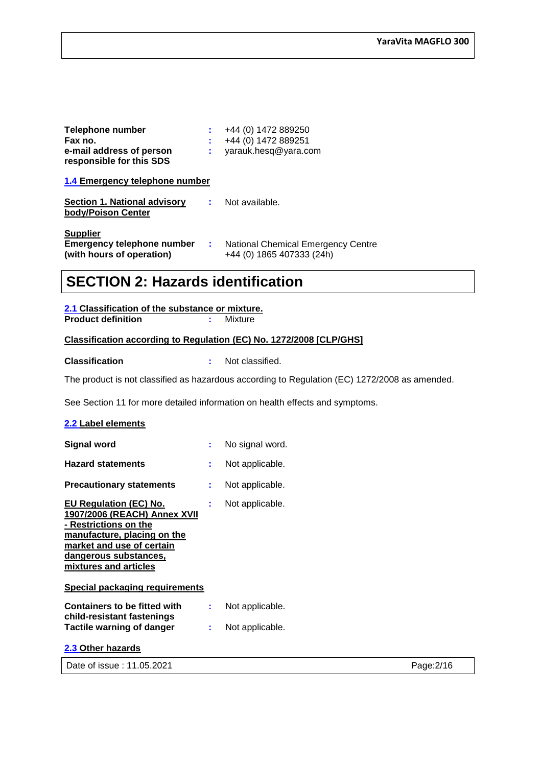**Telephone number** : +44 (0) 1472 889250
**Fax no.** : +44 (0) 1472 889251
**e-mail address of person responsible for this SDS** : yarauk.hesq@yara.com

### 1.4 Emergency telephone number

**Section 1. National advisory body/Poison Center** : Not available.

**Supplier**
**Emergency telephone number (with hours of operation)** : National Chemical Emergency Centre +44 (0) 1865 407333 (24h)

## SECTION 2: Hazards identification

### 2.1 Classification of the substance or mixture.

**Product definition** : Mixture

**Classification according to Regulation (EC) No. 1272/2008 [CLP/GHS]**

**Classification** : Not classified.

The product is not classified as hazardous according to Regulation (EC) 1272/2008 as amended.

See Section 11 for more detailed information on health effects and symptoms.

### 2.2 Label elements

**Signal word** : No signal word.

**Hazard statements** : Not applicable.

**Precautionary statements** : Not applicable.

**EU Regulation (EC) No. 1907/2006 (REACH) Annex XVII - Restrictions on the manufacture, placing on the market and use of certain dangerous substances, mixtures and articles** : Not applicable.

**Special packaging requirements**

**Containers to be fitted with child-resistant fastenings** : Not applicable.
**Tactile warning of danger** : Not applicable.

### 2.3 Other hazards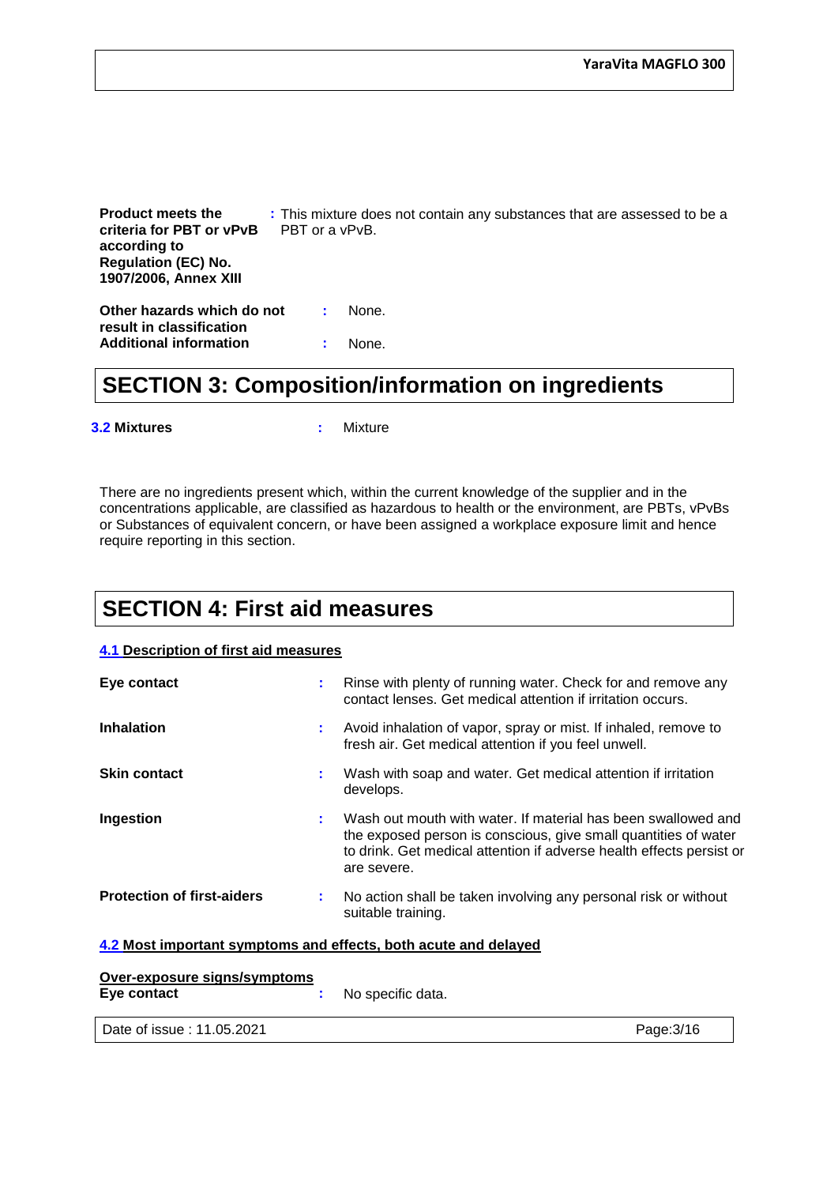**Product meets the criteria for PBT or vPvB according to Regulation (EC) No. 1907/2006, Annex XIII** : This mixture does not contain any substances that are assessed to be a PBT or a vPvB.

**Other hazards which do not result in classification** : None.

**Additional information** : None.

## SECTION 3: Composition/information on ingredients

**3.2 Mixtures** : Mixture

There are no ingredients present which, within the current knowledge of the supplier and in the concentrations applicable, are classified as hazardous to health or the environment, are PBTs, vPvBs or Substances of equivalent concern, or have been assigned a workplace exposure limit and hence require reporting in this section.

## SECTION 4: First aid measures

### 4.1 Description of first aid measures

**Eye contact** : Rinse with plenty of running water. Check for and remove any contact lenses. Get medical attention if irritation occurs.

**Inhalation** : Avoid inhalation of vapor, spray or mist. If inhaled, remove to fresh air. Get medical attention if you feel unwell.

**Skin contact** : Wash with soap and water. Get medical attention if irritation develops.

**Ingestion** : Wash out mouth with water. If material has been swallowed and the exposed person is conscious, give small quantities of water to drink. Get medical attention if adverse health effects persist or are severe.

**Protection of first-aiders** : No action shall be taken involving any personal risk or without suitable training.

### 4.2 Most important symptoms and effects, both acute and delayed

**Over-exposure signs/symptoms**

**Eye contact** : No specific data.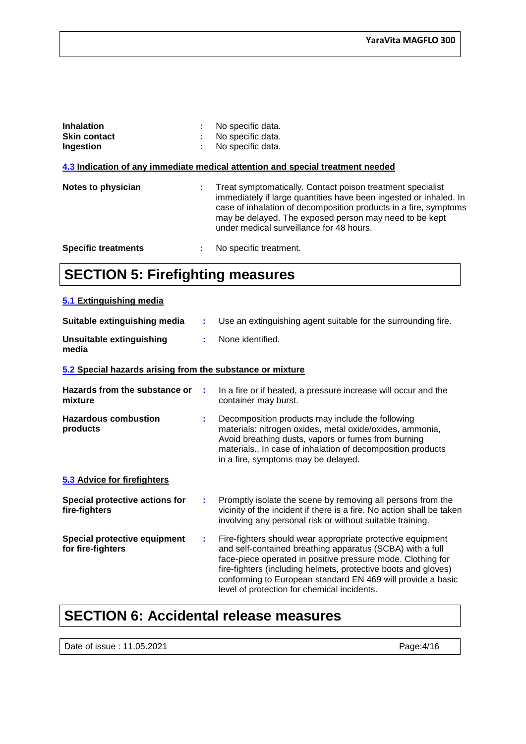**Inhalation** : No specific data.
**Skin contact** : No specific data.
**Ingestion** : No specific data.

### 4.3 Indication of any immediate medical attention and special treatment needed

**Notes to physician** : Treat symptomatically. Contact poison treatment specialist immediately if large quantities have been ingested or inhaled. In case of inhalation of decomposition products in a fire, symptoms may be delayed. The exposed person may need to be kept under medical surveillance for 48 hours.

**Specific treatments** : No specific treatment.

## SECTION 5: Firefighting measures

### 5.1 Extinguishing media

**Suitable extinguishing media** : Use an extinguishing agent suitable for the surrounding fire.

**Unsuitable extinguishing media** : None identified.

### 5.2 Special hazards arising from the substance or mixture

**Hazards from the substance or mixture** : In a fire or if heated, a pressure increase will occur and the container may burst.

**Hazardous combustion products** : Decomposition products may include the following materials: nitrogen oxides, metal oxide/oxides, ammonia, Avoid breathing dusts, vapors or fumes from burning materials., In case of inhalation of decomposition products in a fire, symptoms may be delayed.

### 5.3 Advice for firefighters

**Special protective actions for fire-fighters** : Promptly isolate the scene by removing all persons from the vicinity of the incident if there is a fire. No action shall be taken involving any personal risk or without suitable training.

**Special protective equipment for fire-fighters** : Fire-fighters should wear appropriate protective equipment and self-contained breathing apparatus (SCBA) with a full face-piece operated in positive pressure mode. Clothing for fire-fighters (including helmets, protective boots and gloves) conforming to European standard EN 469 will provide a basic level of protection for chemical incidents.

## SECTION 6: Accidental release measures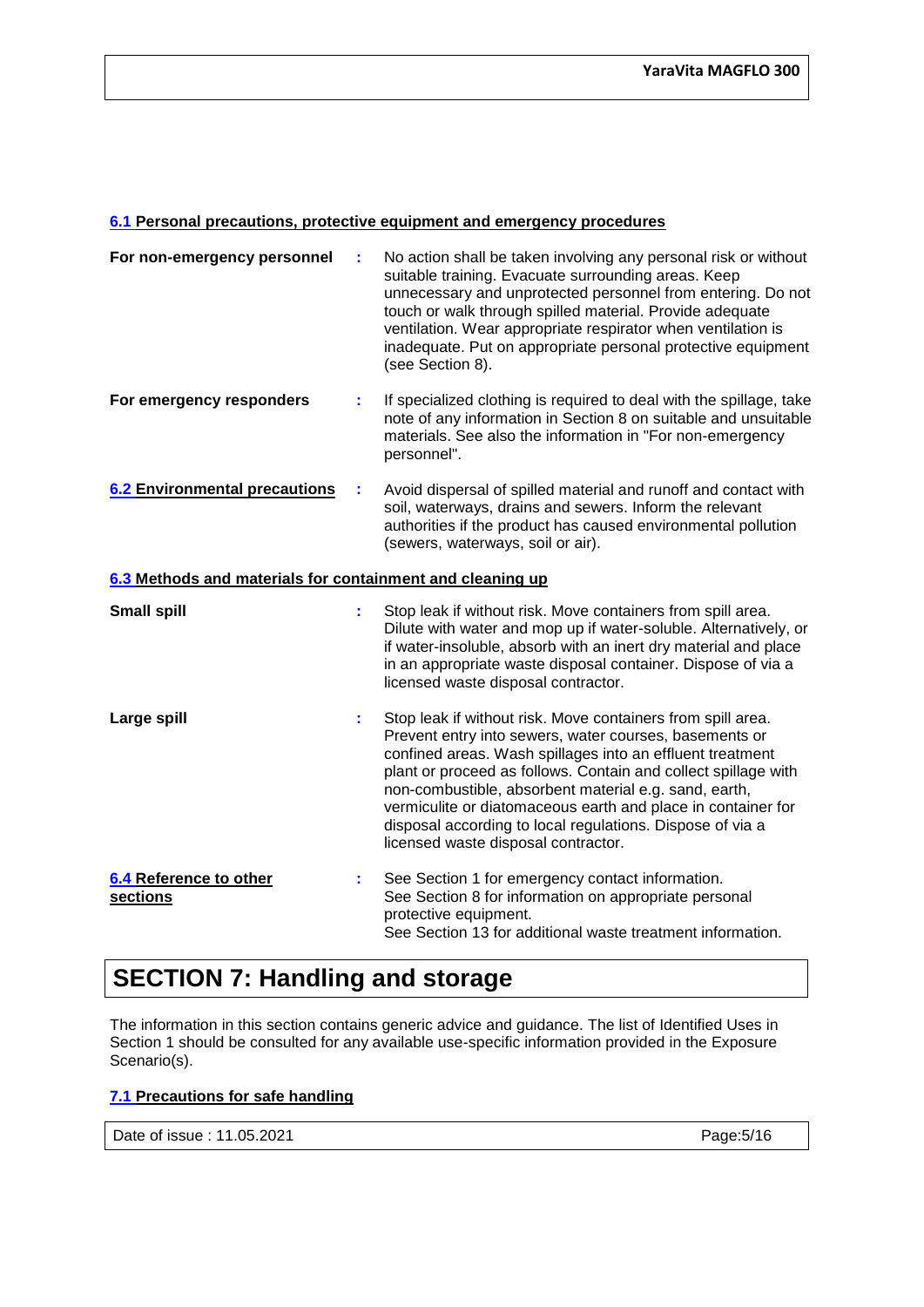#### 6.1 Personal precautions, protective equipment and emergency procedures

**For non-emergency personnel** : No action shall be taken involving any personal risk or without suitable training. Evacuate surrounding areas. Keep unnecessary and unprotected personnel from entering. Do not touch or walk through spilled material. Provide adequate ventilation. Wear appropriate respirator when ventilation is inadequate. Put on appropriate personal protective equipment (see Section 8).

**For emergency responders** : If specialized clothing is required to deal with the spillage, take note of any information in Section 8 on suitable and unsuitable materials. See also the information in "For non-emergency personnel".

**6.2 Environmental precautions** : Avoid dispersal of spilled material and runoff and contact with soil, waterways, drains and sewers. Inform the relevant authorities if the product has caused environmental pollution (sewers, waterways, soil or air).

#### 6.3 Methods and materials for containment and cleaning up

**Small spill** : Stop leak if without risk. Move containers from spill area. Dilute with water and mop up if water-soluble. Alternatively, or if water-insoluble, absorb with an inert dry material and place in an appropriate waste disposal container. Dispose of via a licensed waste disposal contractor.

**Large spill** : Stop leak if without risk. Move containers from spill area. Prevent entry into sewers, water courses, basements or confined areas. Wash spillages into an effluent treatment plant or proceed as follows. Contain and collect spillage with non-combustible, absorbent material e.g. sand, earth, vermiculite or diatomaceous earth and place in container for disposal according to local regulations. Dispose of via a licensed waste disposal contractor.

**6.4 Reference to other sections** : See Section 1 for emergency contact information.
See Section 8 for information on appropriate personal protective equipment.
See Section 13 for additional waste treatment information.

# SECTION 7: Handling and storage

The information in this section contains generic advice and guidance. The list of Identified Uses in Section 1 should be consulted for any available use-specific information provided in the Exposure Scenario(s).

#### 7.1 Precautions for safe handling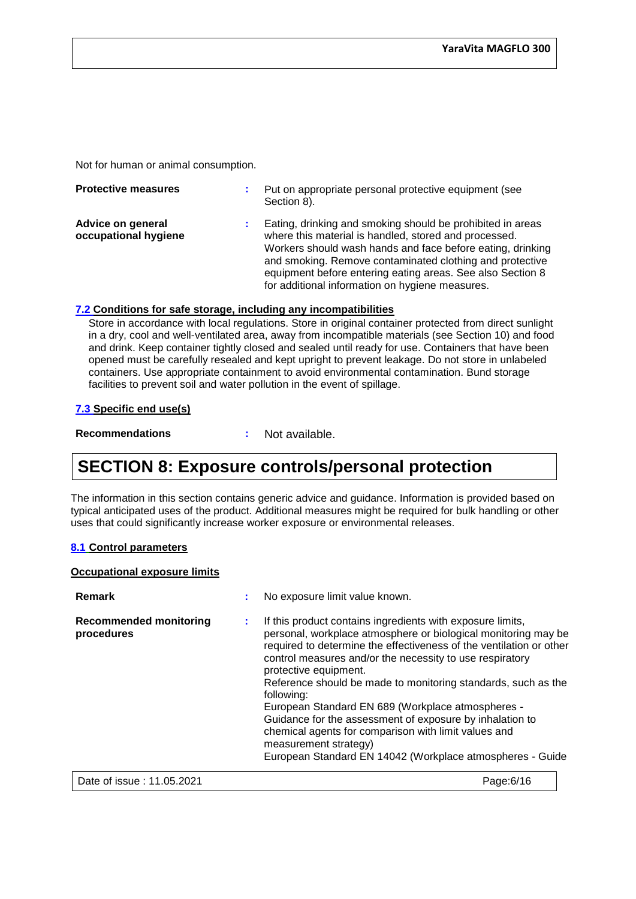Not for human or animal consumption.

**Protective measures** : Put on appropriate personal protective equipment (see Section 8).

**Advice on general occupational hygiene** : Eating, drinking and smoking should be prohibited in areas where this material is handled, stored and processed. Workers should wash hands and face before eating, drinking and smoking. Remove contaminated clothing and protective equipment before entering eating areas. See also Section 8 for additional information on hygiene measures.

### 7.2 Conditions for safe storage, including any incompatibilities

Store in accordance with local regulations. Store in original container protected from direct sunlight in a dry, cool and well-ventilated area, away from incompatible materials (see Section 10) and food and drink. Keep container tightly closed and sealed until ready for use. Containers that have been opened must be carefully resealed and kept upright to prevent leakage. Do not store in unlabeled containers. Use appropriate containment to avoid environmental contamination. Bund storage facilities to prevent soil and water pollution in the event of spillage.

### 7.3 Specific end use(s)

**Recommendations** : Not available.

# SECTION 8: Exposure controls/personal protection

The information in this section contains generic advice and guidance. Information is provided based on typical anticipated uses of the product. Additional measures might be required for bulk handling or other uses that could significantly increase worker exposure or environmental releases.

### 8.1 Control parameters

#### Occupational exposure limits

**Remark** : No exposure limit value known.

**Recommended monitoring procedures** : If this product contains ingredients with exposure limits, personal, workplace atmosphere or biological monitoring may be required to determine the effectiveness of the ventilation or other control measures and/or the necessity to use respiratory protective equipment.
Reference should be made to monitoring standards, such as the following:
European Standard EN 689 (Workplace atmospheres - Guidance for the assessment of exposure by inhalation to chemical agents for comparison with limit values and measurement strategy)
European Standard EN 14042 (Workplace atmospheres - Guide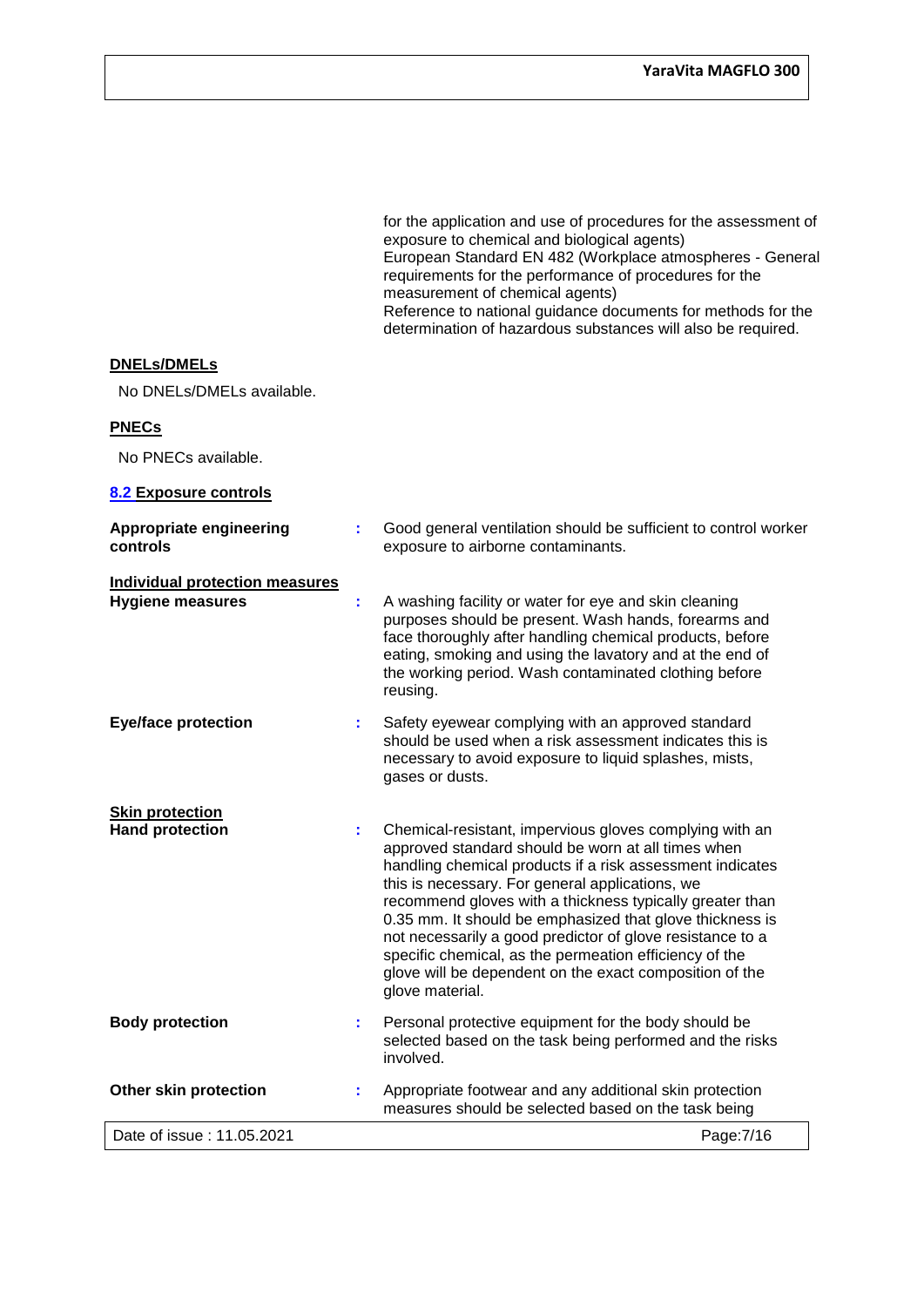for the application and use of procedures for the assessment of exposure to chemical and biological agents)
European Standard EN 482 (Workplace atmospheres - General requirements for the performance of procedures for the measurement of chemical agents)
Reference to national guidance documents for methods for the determination of hazardous substances will also be required.

**DNELs/DMELs**

No DNELs/DMELs available.

**PNECs**

No PNECs available.

**8.2 Exposure controls**

| | | |
|---|---|---|
| **Appropriate engineering controls** | : | Good general ventilation should be sufficient to control worker exposure to airborne contaminants. |

**Individual protection measures**

| | | |
|---|---|---|
| **Hygiene measures** | : | A washing facility or water for eye and skin cleaning purposes should be present. Wash hands, forearms and face thoroughly after handling chemical products, before eating, smoking and using the lavatory and at the end of the working period. Wash contaminated clothing before reusing. |
| **Eye/face protection** | : | Safety eyewear complying with an approved standard should be used when a risk assessment indicates this is necessary to avoid exposure to liquid splashes, mists, gases or dusts. |

**Skin protection**

| | | |
|---|---|---|
| **Hand protection** | : | Chemical-resistant, impervious gloves complying with an approved standard should be worn at all times when handling chemical products if a risk assessment indicates this is necessary. For general applications, we recommend gloves with a thickness typically greater than 0.35 mm. It should be emphasized that glove thickness is not necessarily a good predictor of glove resistance to a specific chemical, as the permeation efficiency of the glove will be dependent on the exact composition of the glove material. |
| **Body protection** | : | Personal protective equipment for the body should be selected based on the task being performed and the risks involved. |
| **Other skin protection** | : | Appropriate footwear and any additional skin protection measures should be selected based on the task being |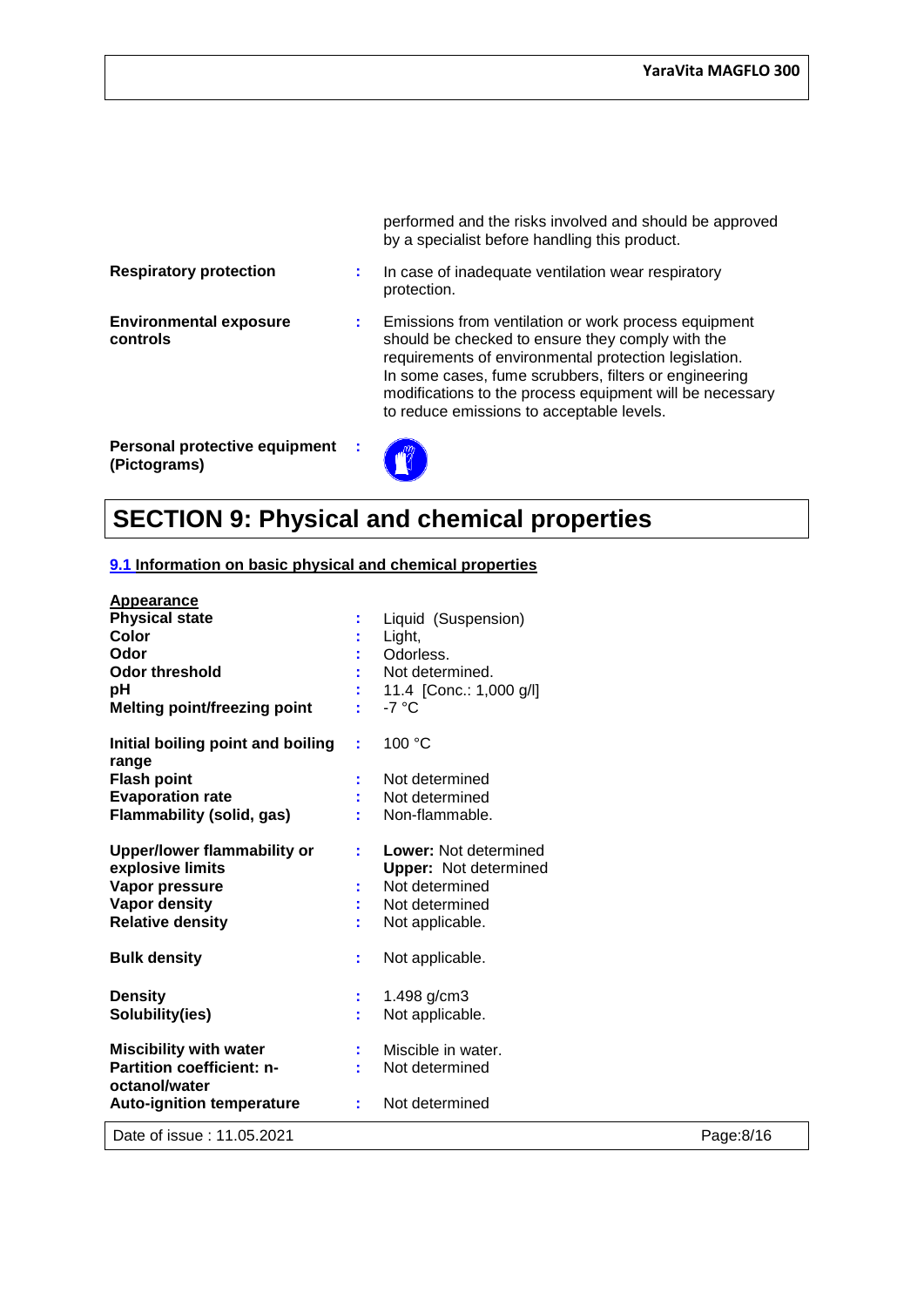performed and the risks involved and should be approved by a specialist before handling this product.

**Respiratory protection** : In case of inadequate ventilation wear respiratory protection.

**Environmental exposure controls** : Emissions from ventilation or work process equipment should be checked to ensure they comply with the requirements of environmental protection legislation. In some cases, fume scrubbers, filters or engineering modifications to the process equipment will be necessary to reduce emissions to acceptable levels.

**Personal protective equipment (Pictograms)** :

# SECTION 9: Physical and chemical properties

## 9.1 Information on basic physical and chemical properties

**Appearance**

| | |
|---|---|
| **Physical state** | Liquid (Suspension) |
| **Color** | Light, |
| **Odor** | Odorless. |
| **Odor threshold** | Not determined. |
| **pH** | 11.4 [Conc.: 1,000 g/l] |
| **Melting point/freezing point** | -7 °C |
| **Initial boiling point and boiling range** | 100 °C |
| **Flash point** | Not determined |
| **Evaporation rate** | Not determined |
| **Flammability (solid, gas)** | Non-flammable. |
| **Upper/lower flammability or explosive limits** | **Lower:** Not determined<br>**Upper:** Not determined |
| **Vapor pressure** | Not determined |
| **Vapor density** | Not determined |
| **Relative density** | Not applicable. |
| **Bulk density** | Not applicable. |
| **Density** | 1.498 g/cm3 |
| **Solubility(ies)** | Not applicable. |
| **Miscibility with water** | Miscible in water. |
| **Partition coefficient: n-octanol/water** | Not determined |
| **Auto-ignition temperature** | Not determined |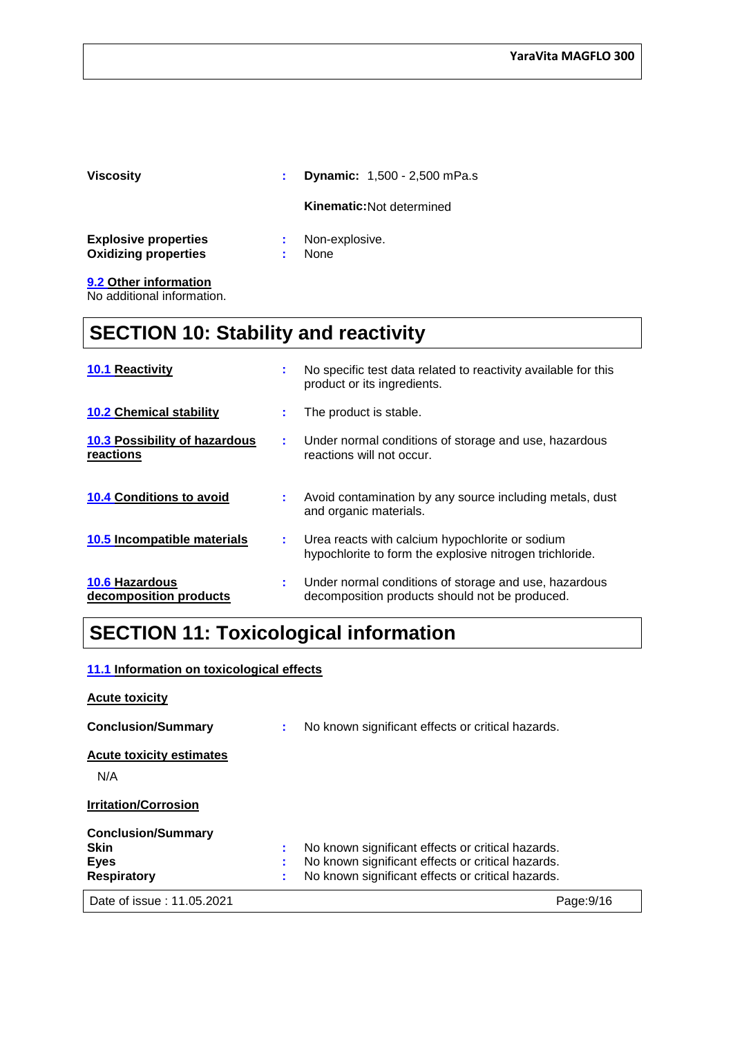| | | |
|---|---|---|
| **Viscosity** | : | **Dynamic:** 1,500 - 2,500 mPa.s |
| | | **Kinematic:** Not determined |
| **Explosive properties** | : | Non-explosive. |
| **Oxidizing properties** | : | None |

### 9.2 Other information

No additional information.

## SECTION 10: Stability and reactivity

| | | |
|---|---|---|
| **10.1 Reactivity** | : | No specific test data related to reactivity available for this product or its ingredients. |
| **10.2 Chemical stability** | : | The product is stable. |
| **10.3 Possibility of hazardous reactions** | : | Under normal conditions of storage and use, hazardous reactions will not occur. |
| **10.4 Conditions to avoid** | : | Avoid contamination by any source including metals, dust and organic materials. |
| **10.5 Incompatible materials** | : | Urea reacts with calcium hypochlorite or sodium hypochlorite to form the explosive nitrogen trichloride. |
| **10.6 Hazardous decomposition products** | : | Under normal conditions of storage and use, hazardous decomposition products should not be produced. |

## SECTION 11: Toxicological information

### 11.1 Information on toxicological effects

**Acute toxicity**

**Conclusion/Summary** : No known significant effects or critical hazards.

**Acute toxicity estimates**

N/A

**Irritation/Corrosion**

**Conclusion/Summary**

| | | |
|---|---|---|
| **Skin** | : | No known significant effects or critical hazards. |
| **Eyes** | : | No known significant effects or critical hazards. |
| **Respiratory** | : | No known significant effects or critical hazards. |

Date of issue : 11.05.2021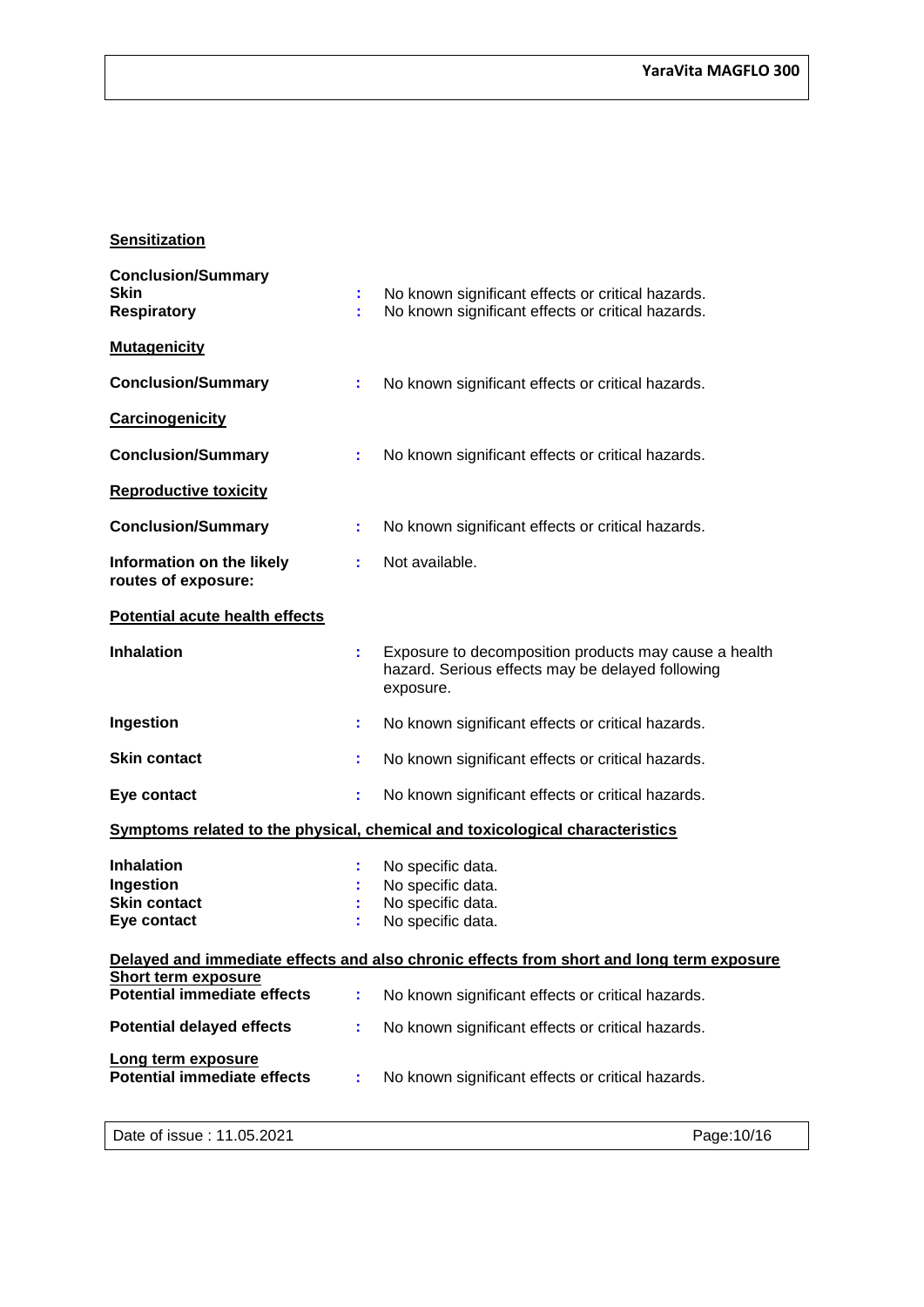**Sensitization**

**Conclusion/Summary**
**Skin** : No known significant effects or critical hazards.
**Respiratory** : No known significant effects or critical hazards.

**Mutagenicity**

**Conclusion/Summary** : No known significant effects or critical hazards.

**Carcinogenicity**

**Conclusion/Summary** : No known significant effects or critical hazards.

**Reproductive toxicity**

**Conclusion/Summary** : No known significant effects or critical hazards.

**Information on the likely routes of exposure:** : Not available.

**Potential acute health effects**

**Inhalation** : Exposure to decomposition products may cause a health hazard. Serious effects may be delayed following exposure.

**Ingestion** : No known significant effects or critical hazards.

**Skin contact** : No known significant effects or critical hazards.

**Eye contact** : No known significant effects or critical hazards.

**Symptoms related to the physical, chemical and toxicological characteristics**

**Inhalation** : No specific data.
**Ingestion** : No specific data.
**Skin contact** : No specific data.
**Eye contact** : No specific data.

**Delayed and immediate effects and also chronic effects from short and long term exposure**

**Short term exposure**
**Potential immediate effects** : No known significant effects or critical hazards.

**Potential delayed effects** : No known significant effects or critical hazards.

**Long term exposure**
**Potential immediate effects** : No known significant effects or critical hazards.

Date of issue : 11.05.2021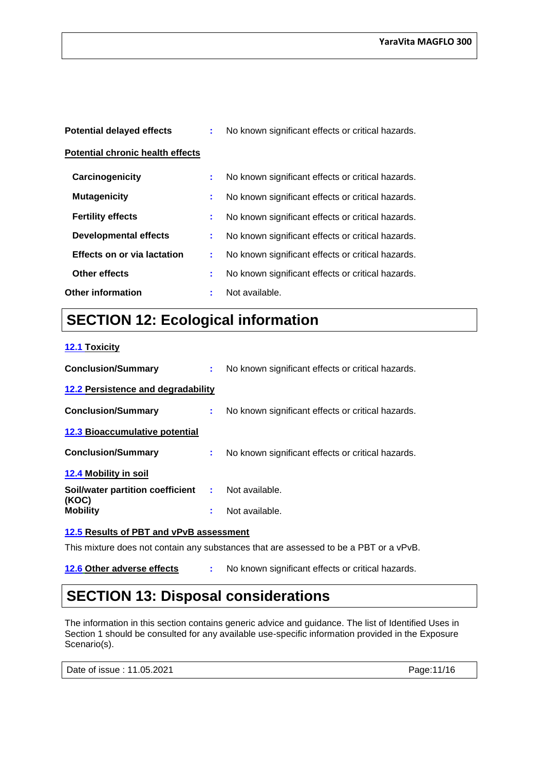**Potential delayed effects** : No known significant effects or critical hazards.

**Potential chronic health effects**

**Carcinogenicity** : No known significant effects or critical hazards.

**Mutagenicity** : No known significant effects or critical hazards.

**Fertility effects** : No known significant effects or critical hazards.

**Developmental effects** : No known significant effects or critical hazards.

**Effects on or via lactation** : No known significant effects or critical hazards.

**Other effects** : No known significant effects or critical hazards.

**Other information** : Not available.

## SECTION 12: Ecological information

**12.1 Toxicity**

**Conclusion/Summary** : No known significant effects or critical hazards.

**12.2 Persistence and degradability**

**Conclusion/Summary** : No known significant effects or critical hazards.

**12.3 Bioaccumulative potential**

**Conclusion/Summary** : No known significant effects or critical hazards.

**12.4 Mobility in soil**

**Soil/water partition coefficient (KOC)** : Not available.

**Mobility** : Not available.

**12.5 Results of PBT and vPvB assessment**

This mixture does not contain any substances that are assessed to be a PBT or a vPvB.

**12.6 Other adverse effects** : No known significant effects or critical hazards.

## SECTION 13: Disposal considerations

The information in this section contains generic advice and guidance. The list of Identified Uses in Section 1 should be consulted for any available use-specific information provided in the Exposure Scenario(s).

Date of issue : 11.05.2021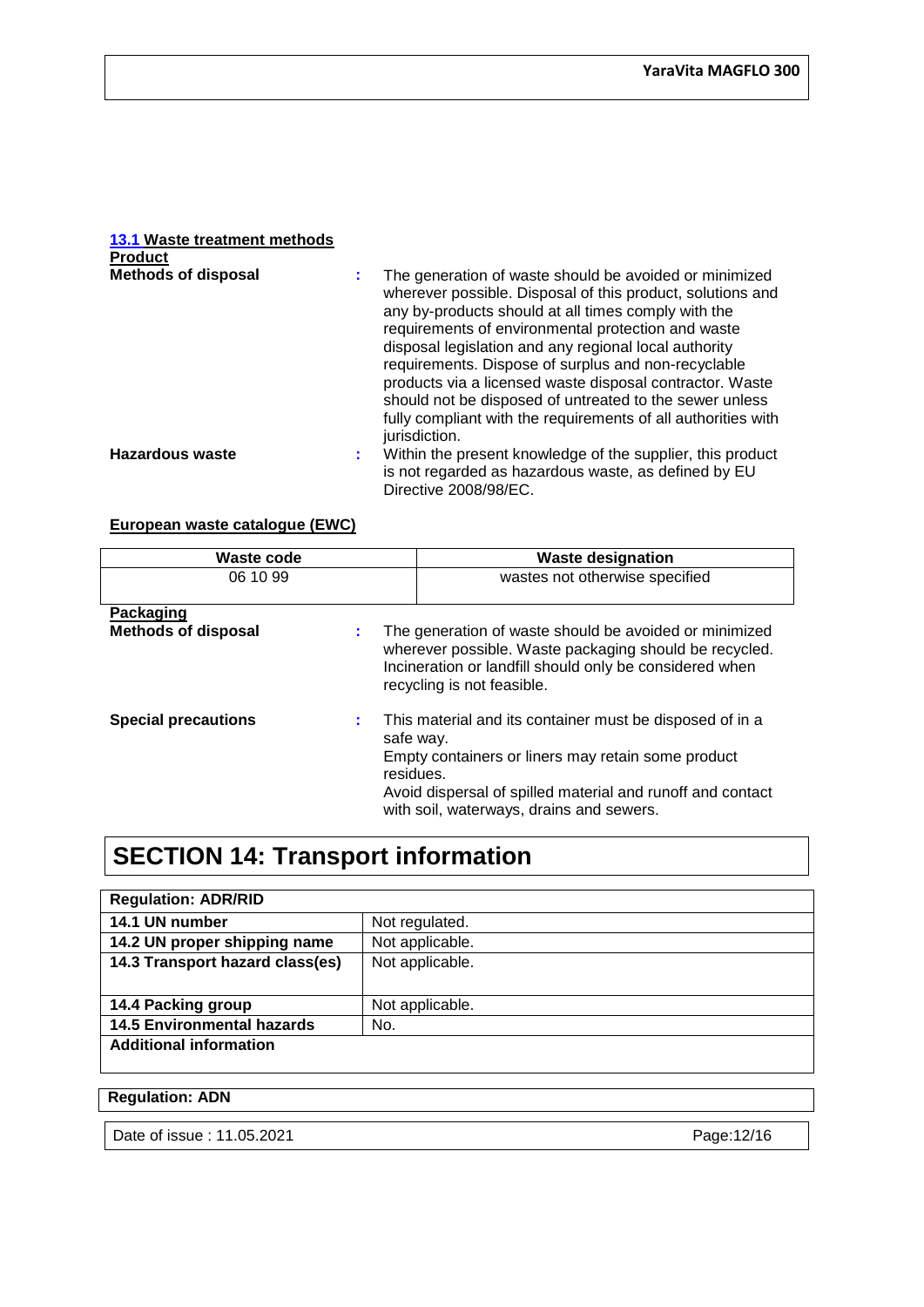**13.1 Waste treatment methods**

**Product**

**Methods of disposal** : The generation of waste should be avoided or minimized wherever possible. Disposal of this product, solutions and any by-products should at all times comply with the requirements of environmental protection and waste disposal legislation and any regional local authority requirements. Dispose of surplus and non-recyclable products via a licensed waste disposal contractor. Waste should not be disposed of untreated to the sewer unless fully compliant with the requirements of all authorities with jurisdiction.

**Hazardous waste** : Within the present knowledge of the supplier, this product is not regarded as hazardous waste, as defined by EU Directive 2008/98/EC.

**European waste catalogue (EWC)**

| Waste code | Waste designation |
|---|---|
| 06 10 99 | wastes not otherwise specified |

**Packaging**

**Methods of disposal** : The generation of waste should be avoided or minimized wherever possible. Waste packaging should be recycled. Incineration or landfill should only be considered when recycling is not feasible.

**Special precautions** : This material and its container must be disposed of in a safe way.
Empty containers or liners may retain some product residues.
Avoid dispersal of spilled material and runoff and contact with soil, waterways, drains and sewers.

# SECTION 14: Transport information

| Regulation: ADR/RID | |
|---|---|
| **14.1 UN number** | Not regulated. |
| **14.2 UN proper shipping name** | Not applicable. |
| **14.3 Transport hazard class(es)** | Not applicable. |
| **14.4 Packing group** | Not applicable. |
| **14.5 Environmental hazards** | No. |
| **Additional information** | |

| Regulation: ADN |
|---|

Date of issue : 11.05.2021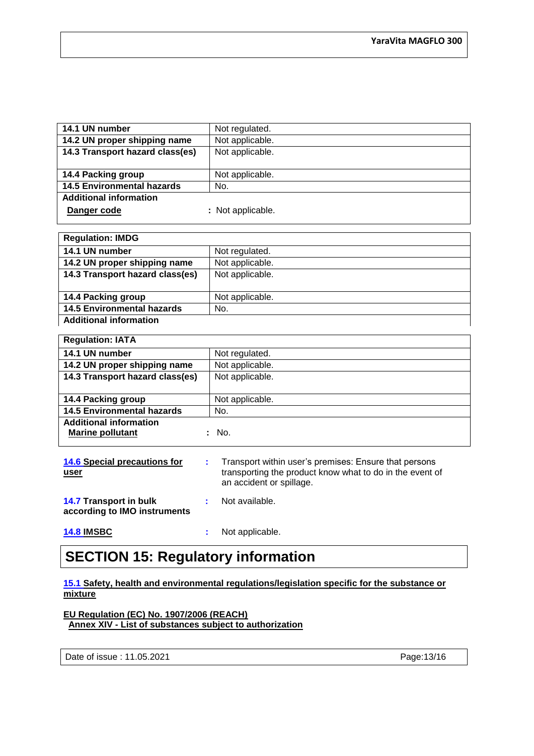| 14.1 UN number | Not regulated. |
|---|---|
| 14.2 UN proper shipping name | Not applicable. |
| 14.3 Transport hazard class(es) | Not applicable. |
| 14.4 Packing group | Not applicable. |
| 14.5 Environmental hazards | No. |
| **Additional information** | |
| **Danger code** | : Not applicable. |

| Regulation: IMDG | |
|---|---|
| 14.1 UN number | Not regulated. |
| 14.2 UN proper shipping name | Not applicable. |
| 14.3 Transport hazard class(es) | Not applicable. |
| 14.4 Packing group | Not applicable. |
| 14.5 Environmental hazards | No. |
| **Additional information** | |

| Regulation: IATA | |
|---|---|
| 14.1 UN number | Not regulated. |
| 14.2 UN proper shipping name | Not applicable. |
| 14.3 Transport hazard class(es) | Not applicable. |
| 14.4 Packing group | Not applicable. |
| 14.5 Environmental hazards | No. |
| **Additional information** | |
| **Marine pollutant** | : No. |

**14.6 Special precautions for user** : Transport within user's premises: Ensure that persons transporting the product know what to do in the event of an accident or spillage.

**14.7 Transport in bulk according to IMO instruments** : Not available.

**14.8 IMSBC** : Not applicable.

# SECTION 15: Regulatory information

**15.1 Safety, health and environmental regulations/legislation specific for the substance or mixture**

**EU Regulation (EC) No. 1907/2006 (REACH)**

**Annex XIV - List of substances subject to authorization**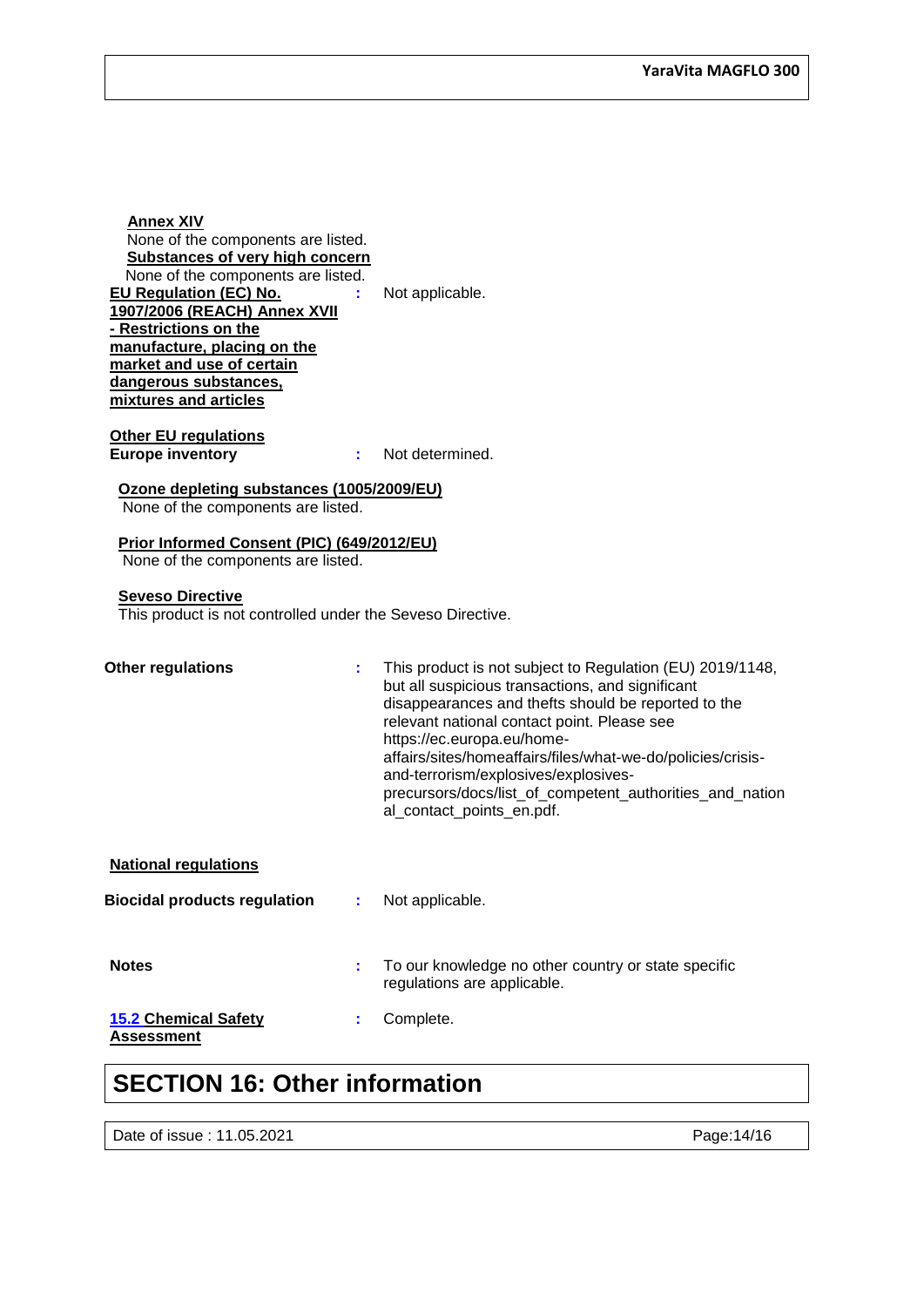**Annex XIV**

None of the components are listed.

**Substances of very high concern**

None of the components are listed.

**EU Regulation (EC) No. 1907/2006 (REACH) Annex XVII - Restrictions on the manufacture, placing on the market and use of certain dangerous substances, mixtures and articles** : Not applicable.

**Other EU regulations**

**Europe inventory** : Not determined.

**Ozone depleting substances (1005/2009/EU)**

None of the components are listed.

**Prior Informed Consent (PIC) (649/2012/EU)**

None of the components are listed.

**Seveso Directive**

This product is not controlled under the Seveso Directive.

**Other regulations** : This product is not subject to Regulation (EU) 2019/1148, but all suspicious transactions, and significant disappearances and thefts should be reported to the relevant national contact point. Please see https://ec.europa.eu/home-affairs/sites/homeaffairs/files/what-we-do/policies/crisis-and-terrorism/explosives/explosives-precursors/docs/list_of_competent_authorities_and_national_contact_points_en.pdf.

**National regulations**

**Biocidal products regulation** : Not applicable.

**Notes** : To our knowledge no other country or state specific regulations are applicable.

**15.2 Chemical Safety Assessment** : Complete.

# SECTION 16: Other information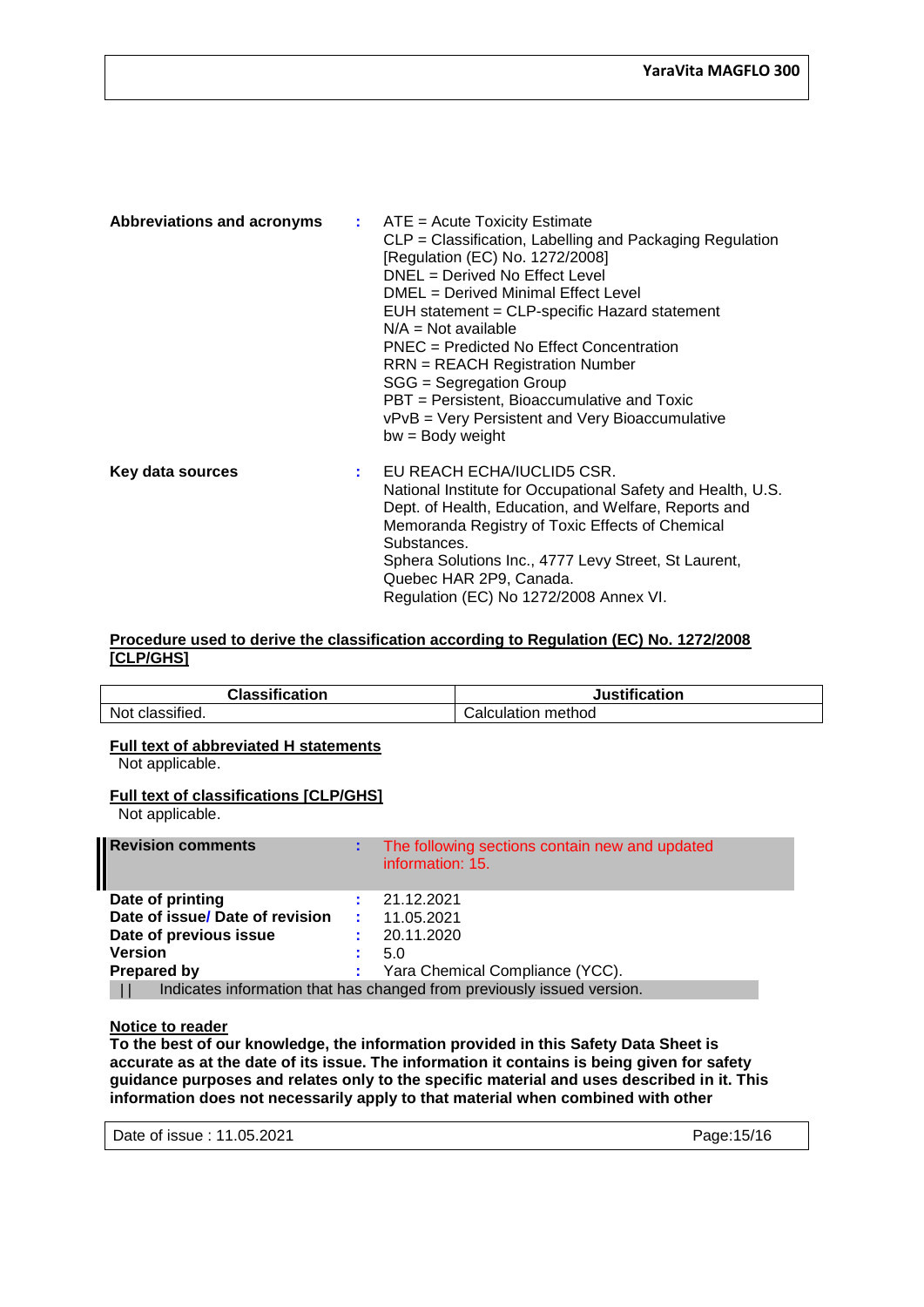**Abbreviations and acronyms** : ATE = Acute Toxicity Estimate
CLP = Classification, Labelling and Packaging Regulation [Regulation (EC) No. 1272/2008]
DNEL = Derived No Effect Level
DMEL = Derived Minimal Effect Level
EUH statement = CLP-specific Hazard statement
N/A = Not available
PNEC = Predicted No Effect Concentration
RRN = REACH Registration Number
SGG = Segregation Group
PBT = Persistent, Bioaccumulative and Toxic
vPvB = Very Persistent and Very Bioaccumulative
bw = Body weight

**Key data sources** : EU REACH ECHA/IUCLID5 CSR.
National Institute for Occupational Safety and Health, U.S. Dept. of Health, Education, and Welfare, Reports and Memoranda Registry of Toxic Effects of Chemical Substances.
Sphera Solutions Inc., 4777 Levy Street, St Laurent, Quebec HAR 2P9, Canada.
Regulation (EC) No 1272/2008 Annex VI.

**Procedure used to derive the classification according to Regulation (EC) No. 1272/2008 [CLP/GHS]**

| Classification | Justification |
|---|---|
| Not classified. | Calculation method |

**Full text of abbreviated H statements**

Not applicable.

**Full text of classifications [CLP/GHS]**

Not applicable.

**Revision comments** : The following sections contain new and updated information: 15.

**Date of printing** : 21.12.2021
**Date of issue/ Date of revision** : 11.05.2021
**Date of previous issue** : 20.11.2020
**Version** : 5.0
**Prepared by** : Yara Chemical Compliance (YCC).

|| Indicates information that has changed from previously issued version.

**Notice to reader**

**To the best of our knowledge, the information provided in this Safety Data Sheet is accurate as at the date of its issue. The information it contains is being given for safety guidance purposes and relates only to the specific material and uses described in it. This information does not necessarily apply to that material when combined with other**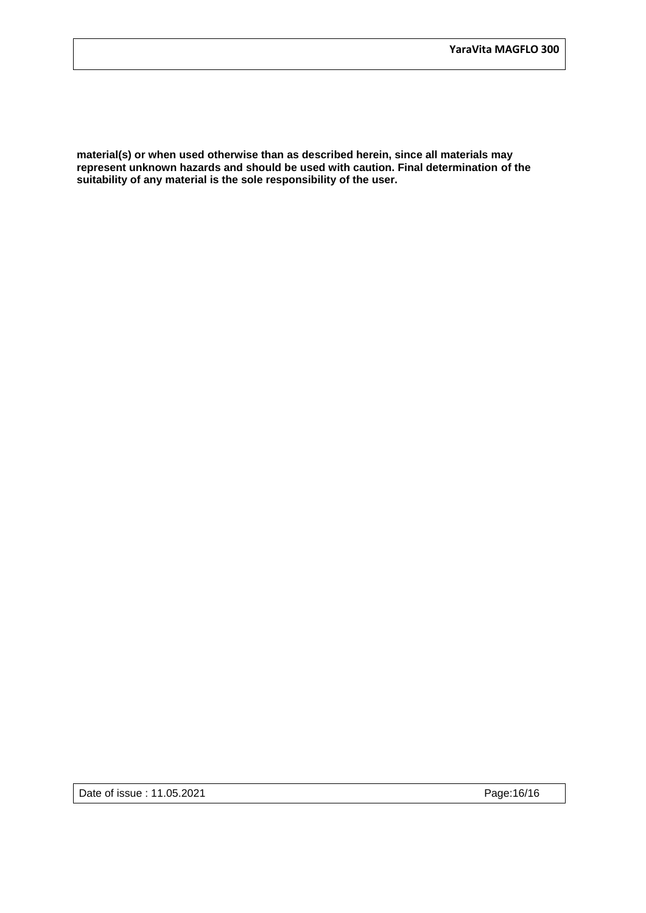**material(s) or when used otherwise than as described herein, since all materials may represent unknown hazards and should be used with caution. Final determination of the suitability of any material is the sole responsibility of the user.**